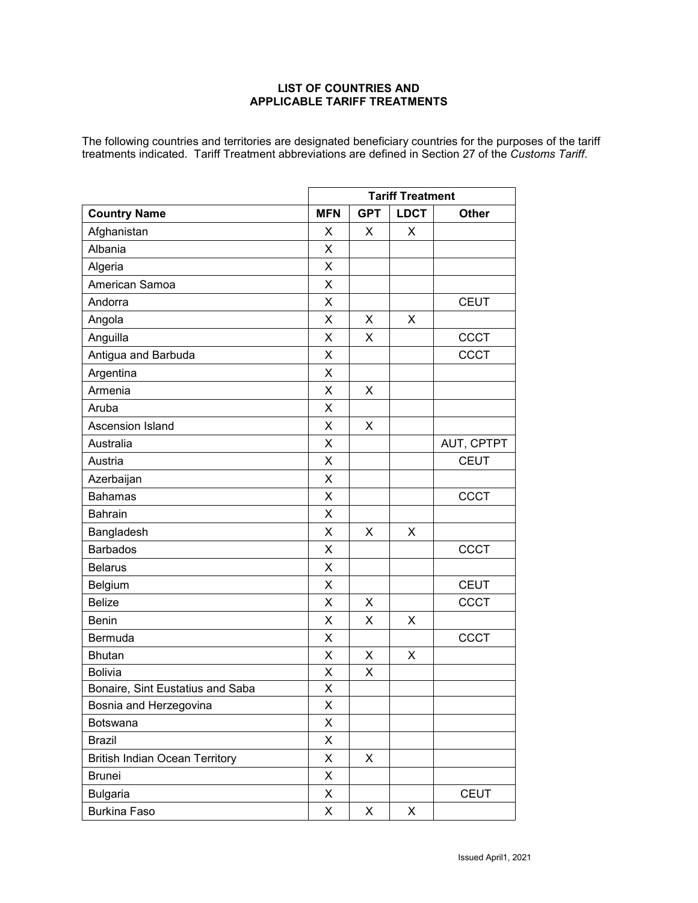# LIST OF COUNTRIES AND APPLICABLE TARIFF TREATMENTS

The following countries and territories are designated beneficiary countries for the purposes of the tariff treatments indicated. Tariff Treatment abbreviations are defined in Section 27 of the *Customs Tariff*.

| | Tariff Treatment | | | |
|---|---|---|---|---|
| **Country Name** | **MFN** | **GPT** | **LDCT** | **Other** |
| Afghanistan | X | X | X | |
| Albania | X | | | |
| Algeria | X | | | |
| American Samoa | X | | | |
| Andorra | X | | | CEUT |
| Angola | X | X | X | |
| Anguilla | X | X | | CCCT |
| Antigua and Barbuda | X | | | CCCT |
| Argentina | X | | | |
| Armenia | X | X | | |
| Aruba | X | | | |
| Ascension Island | X | X | | |
| Australia | X | | | AUT, CPTPT |
| Austria | X | | | CEUT |
| Azerbaijan | X | | | |
| Bahamas | X | | | CCCT |
| Bahrain | X | | | |
| Bangladesh | X | X | X | |
| Barbados | X | | | CCCT |
| Belarus | X | | | |
| Belgium | X | | | CEUT |
| Belize | X | X | | CCCT |
| Benin | X | X | X | |
| Bermuda | X | | | CCCT |
| Bhutan | X | X | X | |
| Bolivia | X | X | | |
| Bonaire, Sint Eustatius and Saba | X | | | |
| Bosnia and Herzegovina | X | | | |
| Botswana | X | | | |
| Brazil | X | | | |
| British Indian Ocean Territory | X | X | | |
| Brunei | X | | | |
| Bulgaria | X | | | CEUT |
| Burkina Faso | X | X | X | |

Issued April1, 2021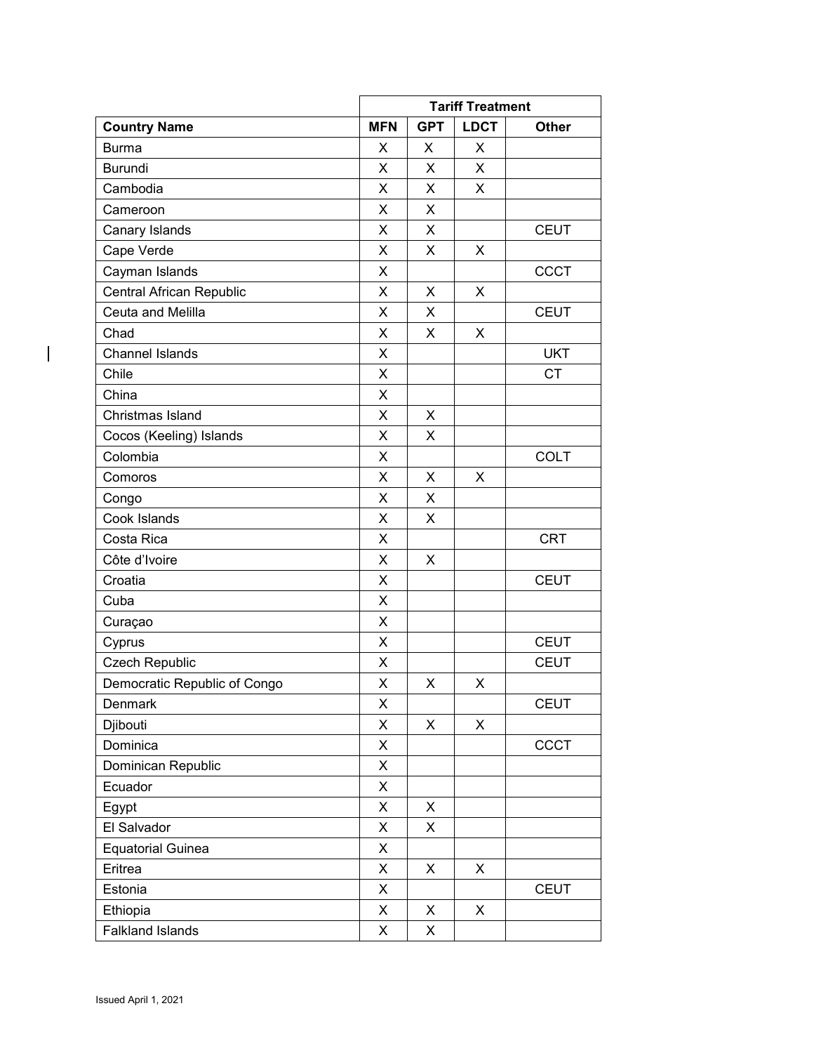| | Tariff Treatment | | | |
|---|---|---|---|---|
| **Country Name** | **MFN** | **GPT** | **LDCT** | **Other** |
| Burma | X | X | X | |
| Burundi | X | X | X | |
| Cambodia | X | X | X | |
| Cameroon | X | X | | |
| Canary Islands | X | X | | CEUT |
| Cape Verde | X | X | X | |
| Cayman Islands | X | | | CCCT |
| Central African Republic | X | X | X | |
| Ceuta and Melilla | X | X | | CEUT |
| Chad | X | X | X | |
| Channel Islands | X | | | UKT |
| Chile | X | | | CT |
| China | X | | | |
| Christmas Island | X | X | | |
| Cocos (Keeling) Islands | X | X | | |
| Colombia | X | | | COLT |
| Comoros | X | X | X | |
| Congo | X | X | | |
| Cook Islands | X | X | | |
| Costa Rica | X | | | CRT |
| Côte d'Ivoire | X | X | | |
| Croatia | X | | | CEUT |
| Cuba | X | | | |
| Curaçao | X | | | |
| Cyprus | X | | | CEUT |
| Czech Republic | X | | | CEUT |
| Democratic Republic of Congo | X | X | X | |
| Denmark | X | | | CEUT |
| Djibouti | X | X | X | |
| Dominica | X | | | CCCT |
| Dominican Republic | X | | | |
| Ecuador | X | | | |
| Egypt | X | X | | |
| El Salvador | X | X | | |
| Equatorial Guinea | X | | | |
| Eritrea | X | X | X | |
| Estonia | X | | | CEUT |
| Ethiopia | X | X | X | |
| Falkland Islands | X | X | | |

Issued April 1, 2021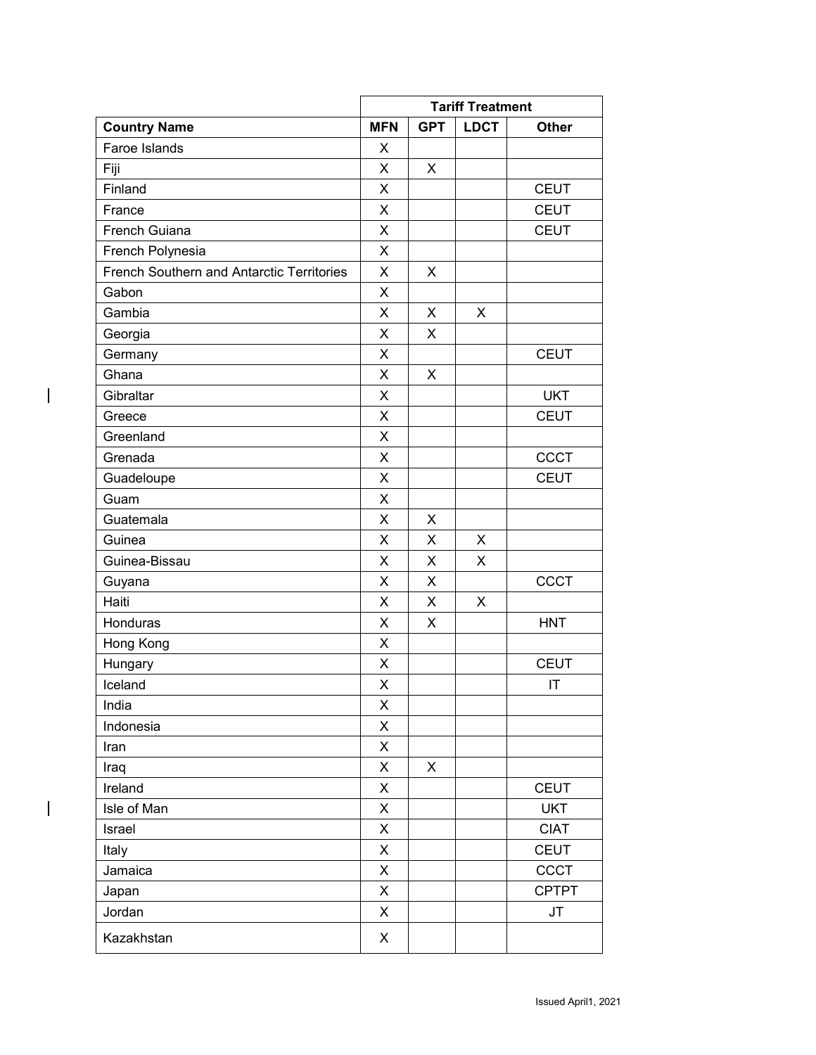| | Tariff Treatment | | | |
|---|---|---|---|---|
| **Country Name** | **MFN** | **GPT** | **LDCT** | **Other** |
| Faroe Islands | X | | | |
| Fiji | X | X | | |
| Finland | X | | | CEUT |
| France | X | | | CEUT |
| French Guiana | X | | | CEUT |
| French Polynesia | X | | | |
| French Southern and Antarctic Territories | X | X | | |
| Gabon | X | | | |
| Gambia | X | X | X | |
| Georgia | X | X | | |
| Germany | X | | | CEUT |
| Ghana | X | X | | |
| Gibraltar | X | | | UKT |
| Greece | X | | | CEUT |
| Greenland | X | | | |
| Grenada | X | | | CCCT |
| Guadeloupe | X | | | CEUT |
| Guam | X | | | |
| Guatemala | X | X | | |
| Guinea | X | X | X | |
| Guinea-Bissau | X | X | X | |
| Guyana | X | X | | CCCT |
| Haiti | X | X | X | |
| Honduras | X | X | | HNT |
| Hong Kong | X | | | |
| Hungary | X | | | CEUT |
| Iceland | X | | | IT |
| India | X | | | |
| Indonesia | X | | | |
| Iran | X | | | |
| Iraq | X | X | | |
| Ireland | X | | | CEUT |
| Isle of Man | X | | | UKT |
| Israel | X | | | CIAT |
| Italy | X | | | CEUT |
| Jamaica | X | | | CCCT |
| Japan | X | | | CPTPT |
| Jordan | X | | | JT |
| Kazakhstan | X | | | |

Issued April1, 2021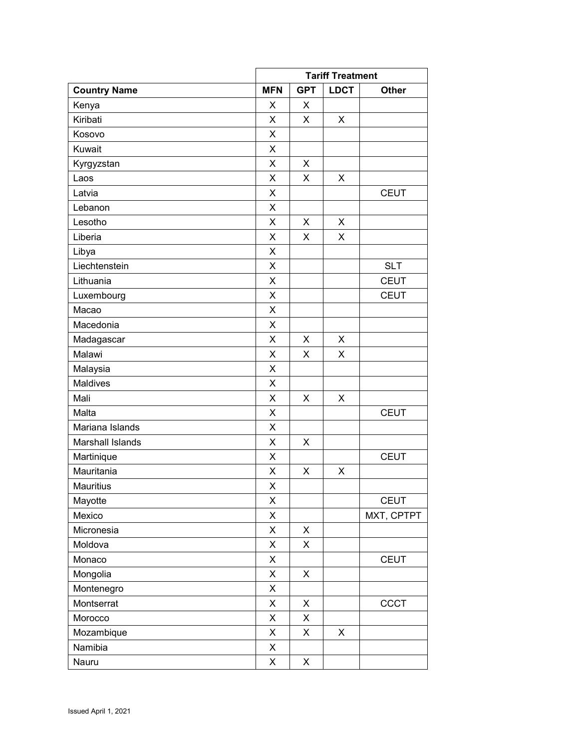| | Tariff Treatment | | | |
|---|---|---|---|---|
| **Country Name** | **MFN** | **GPT** | **LDCT** | **Other** |
| Kenya | X | X | | |
| Kiribati | X | X | X | |
| Kosovo | X | | | |
| Kuwait | X | | | |
| Kyrgyzstan | X | X | | |
| Laos | X | X | X | |
| Latvia | X | | | CEUT |
| Lebanon | X | | | |
| Lesotho | X | X | X | |
| Liberia | X | X | X | |
| Libya | X | | | |
| Liechtenstein | X | | | SLT |
| Lithuania | X | | | CEUT |
| Luxembourg | X | | | CEUT |
| Macao | X | | | |
| Macedonia | X | | | |
| Madagascar | X | X | X | |
| Malawi | X | X | X | |
| Malaysia | X | | | |
| Maldives | X | | | |
| Mali | X | X | X | |
| Malta | X | | | CEUT |
| Mariana Islands | X | | | |
| Marshall Islands | X | X | | |
| Martinique | X | | | CEUT |
| Mauritania | X | X | X | |
| Mauritius | X | | | |
| Mayotte | X | | | CEUT |
| Mexico | X | | | MXT, CPTPT |
| Micronesia | X | X | | |
| Moldova | X | X | | |
| Monaco | X | | | CEUT |
| Mongolia | X | X | | |
| Montenegro | X | | | |
| Montserrat | X | X | | CCCT |
| Morocco | X | X | | |
| Mozambique | X | X | X | |
| Namibia | X | | | |
| Nauru | X | X | | |

Issued April 1, 2021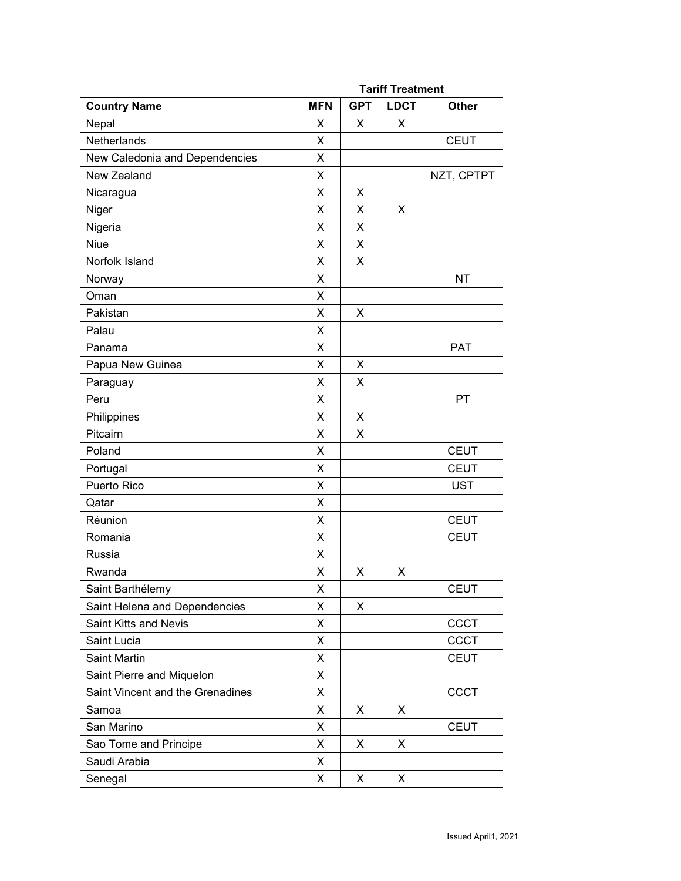| | Tariff Treatment | | | |
|---|---|---|---|---|
| **Country Name** | **MFN** | **GPT** | **LDCT** | **Other** |
| Nepal | X | X | X | |
| Netherlands | X | | | CEUT |
| New Caledonia and Dependencies | X | | | |
| New Zealand | X | | | NZT, CPTPT |
| Nicaragua | X | X | | |
| Niger | X | X | X | |
| Nigeria | X | X | | |
| Niue | X | X | | |
| Norfolk Island | X | X | | |
| Norway | X | | | NT |
| Oman | X | | | |
| Pakistan | X | X | | |
| Palau | X | | | |
| Panama | X | | | PAT |
| Papua New Guinea | X | X | | |
| Paraguay | X | X | | |
| Peru | X | | | PT |
| Philippines | X | X | | |
| Pitcairn | X | X | | |
| Poland | X | | | CEUT |
| Portugal | X | | | CEUT |
| Puerto Rico | X | | | UST |
| Qatar | X | | | |
| Réunion | X | | | CEUT |
| Romania | X | | | CEUT |
| Russia | X | | | |
| Rwanda | X | X | X | |
| Saint Barthélemy | X | | | CEUT |
| Saint Helena and Dependencies | X | X | | |
| Saint Kitts and Nevis | X | | | CCCT |
| Saint Lucia | X | | | CCCT |
| Saint Martin | X | | | CEUT |
| Saint Pierre and Miquelon | X | | | |
| Saint Vincent and the Grenadines | X | | | CCCT |
| Samoa | X | X | X | |
| San Marino | X | | | CEUT |
| Sao Tome and Principe | X | X | X | |
| Saudi Arabia | X | | | |
| Senegal | X | X | X | |

Issued April1, 2021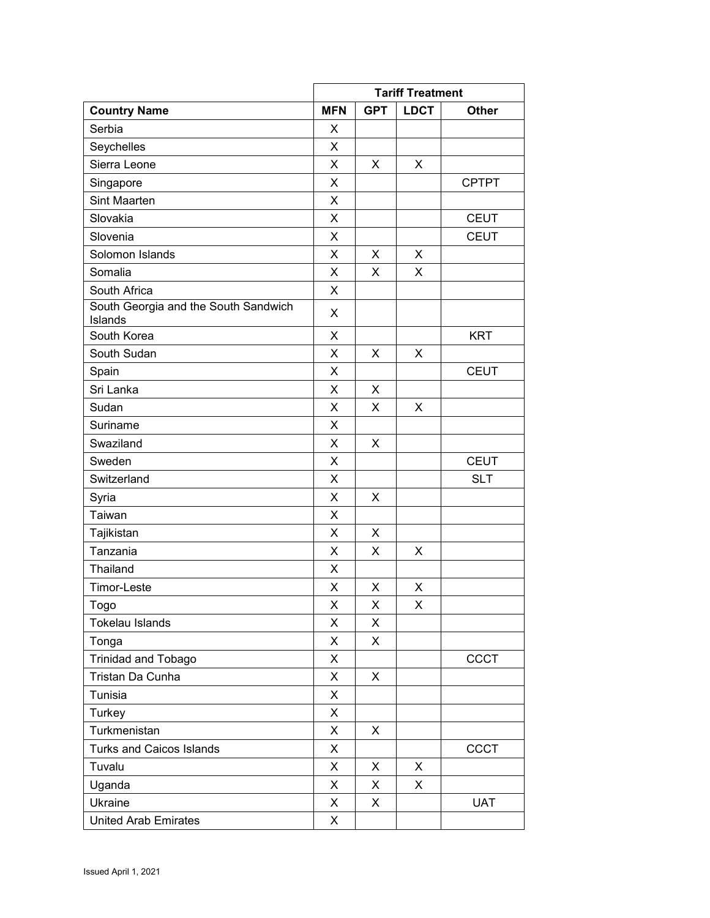| Country Name | Tariff Treatment | | | |
|---|---|---|---|---|
| | MFN | GPT | LDCT | Other |
| Serbia | X | | | |
| Seychelles | X | | | |
| Sierra Leone | X | X | X | |
| Singapore | X | | | CPTPT |
| Sint Maarten | X | | | |
| Slovakia | X | | | CEUT |
| Slovenia | X | | | CEUT |
| Solomon Islands | X | X | X | |
| Somalia | X | X | X | |
| South Africa | X | | | |
| South Georgia and the South Sandwich Islands | X | | | |
| South Korea | X | | | KRT |
| South Sudan | X | X | X | |
| Spain | X | | | CEUT |
| Sri Lanka | X | X | | |
| Sudan | X | X | X | |
| Suriname | X | | | |
| Swaziland | X | X | | |
| Sweden | X | | | CEUT |
| Switzerland | X | | | SLT |
| Syria | X | X | | |
| Taiwan | X | | | |
| Tajikistan | X | X | | |
| Tanzania | X | X | X | |
| Thailand | X | | | |
| Timor-Leste | X | X | X | |
| Togo | X | X | X | |
| Tokelau Islands | X | X | | |
| Tonga | X | X | | |
| Trinidad and Tobago | X | | | CCCT |
| Tristan Da Cunha | X | X | | |
| Tunisia | X | | | |
| Turkey | X | | | |
| Turkmenistan | X | X | | |
| Turks and Caicos Islands | X | | | CCCT |
| Tuvalu | X | X | X | |
| Uganda | X | X | X | |
| Ukraine | X | X | | UAT |
| United Arab Emirates | X | | | |

Issued April 1, 2021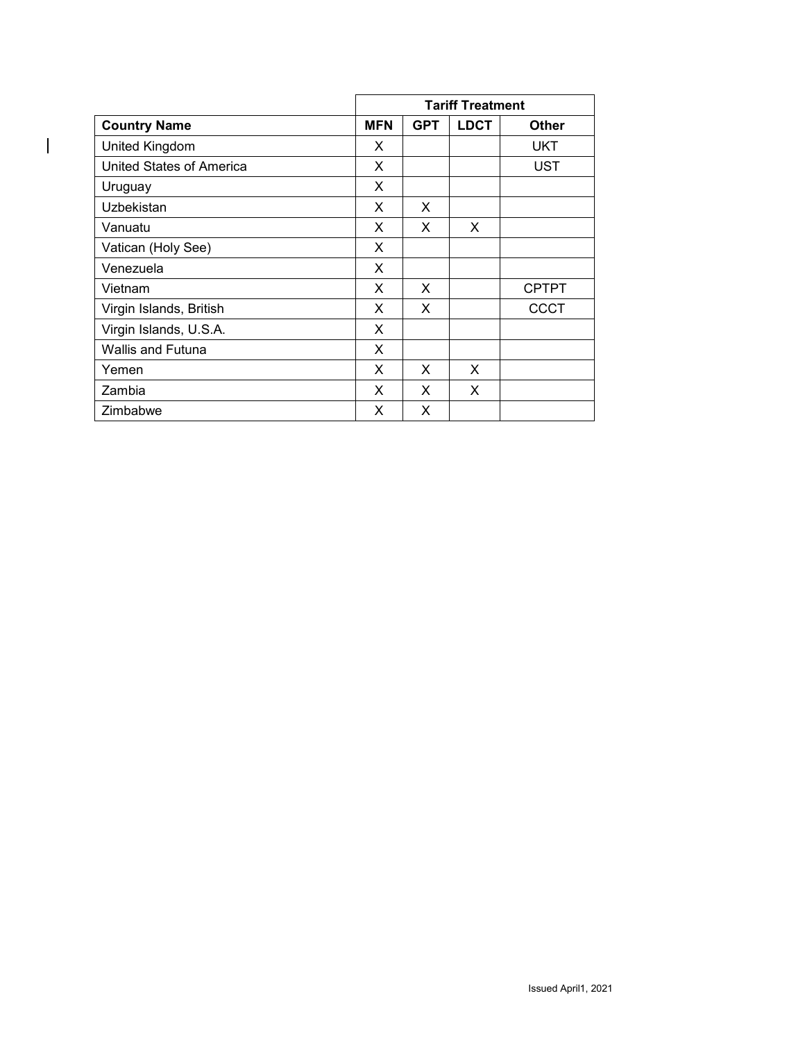| | Tariff Treatment | | | |
|---|---|---|---|---|
| **Country Name** | **MFN** | **GPT** | **LDCT** | **Other** |
| United Kingdom | X | | | UKT |
| United States of America | X | | | UST |
| Uruguay | X | | | |
| Uzbekistan | X | X | | |
| Vanuatu | X | X | X | |
| Vatican (Holy See) | X | | | |
| Venezuela | X | | | |
| Vietnam | X | X | | CPTPT |
| Virgin Islands, British | X | X | | CCCT |
| Virgin Islands, U.S.A. | X | | | |
| Wallis and Futuna | X | | | |
| Yemen | X | X | X | |
| Zambia | X | X | X | |
| Zimbabwe | X | X | | |

Issued April1, 2021